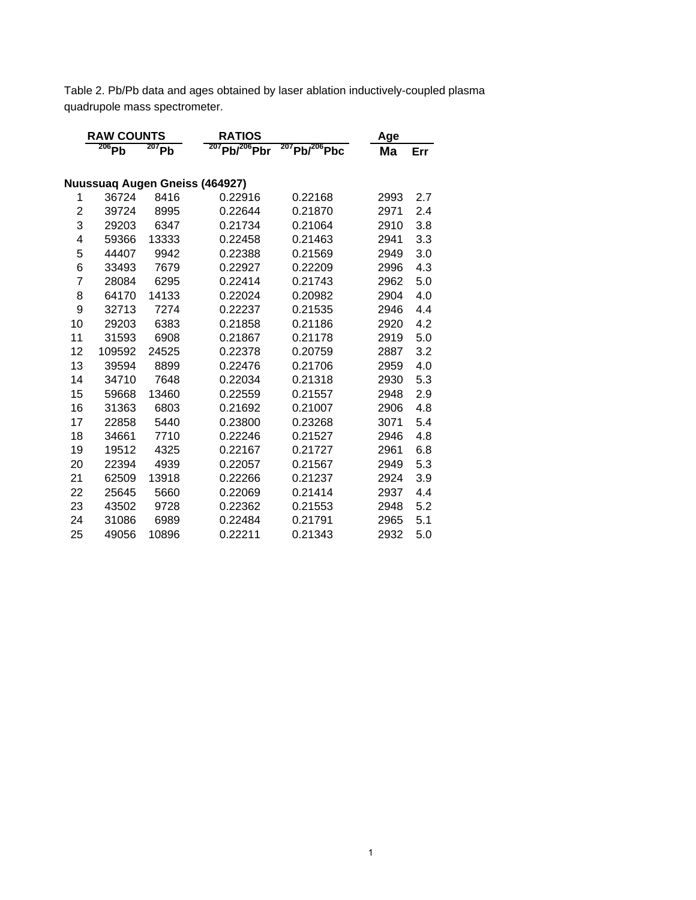Table 2. Pb/Pb data and ages obtained by laser ablation inductively-coupled plasma quadrupole mass spectrometer.

| | RAW COUNTS | | RATIOS | | Age | |
|---|---|---|---|---|---|---|
| | $^{206}Pb$ | $^{207}Pb$ | $^{207}Pb/^{206}Pbr$ | $^{207}Pb/^{206}Pbc$ | Ma | Err |
| **Nuussuaq Augen Gneiss (464927)** | | | | | | |
| 1 | 36724 | 8416 | 0.22916 | 0.22168 | 2993 | 2.7 |
| 2 | 39724 | 8995 | 0.22644 | 0.21870 | 2971 | 2.4 |
| 3 | 29203 | 6347 | 0.21734 | 0.21064 | 2910 | 3.8 |
| 4 | 59366 | 13333 | 0.22458 | 0.21463 | 2941 | 3.3 |
| 5 | 44407 | 9942 | 0.22388 | 0.21569 | 2949 | 3.0 |
| 6 | 33493 | 7679 | 0.22927 | 0.22209 | 2996 | 4.3 |
| 7 | 28084 | 6295 | 0.22414 | 0.21743 | 2962 | 5.0 |
| 8 | 64170 | 14133 | 0.22024 | 0.20982 | 2904 | 4.0 |
| 9 | 32713 | 7274 | 0.22237 | 0.21535 | 2946 | 4.4 |
| 10 | 29203 | 6383 | 0.21858 | 0.21186 | 2920 | 4.2 |
| 11 | 31593 | 6908 | 0.21867 | 0.21178 | 2919 | 5.0 |
| 12 | 109592 | 24525 | 0.22378 | 0.20759 | 2887 | 3.2 |
| 13 | 39594 | 8899 | 0.22476 | 0.21706 | 2959 | 4.0 |
| 14 | 34710 | 7648 | 0.22034 | 0.21318 | 2930 | 5.3 |
| 15 | 59668 | 13460 | 0.22559 | 0.21557 | 2948 | 2.9 |
| 16 | 31363 | 6803 | 0.21692 | 0.21007 | 2906 | 4.8 |
| 17 | 22858 | 5440 | 0.23800 | 0.23268 | 3071 | 5.4 |
| 18 | 34661 | 7710 | 0.22246 | 0.21527 | 2946 | 4.8 |
| 19 | 19512 | 4325 | 0.22167 | 0.21727 | 2961 | 6.8 |
| 20 | 22394 | 4939 | 0.22057 | 0.21567 | 2949 | 5.3 |
| 21 | 62509 | 13918 | 0.22266 | 0.21237 | 2924 | 3.9 |
| 22 | 25645 | 5660 | 0.22069 | 0.21414 | 2937 | 4.4 |
| 23 | 43502 | 9728 | 0.22362 | 0.21553 | 2948 | 5.2 |
| 24 | 31086 | 6989 | 0.22484 | 0.21791 | 2965 | 5.1 |
| 25 | 49056 | 10896 | 0.22211 | 0.21343 | 2932 | 5.0 |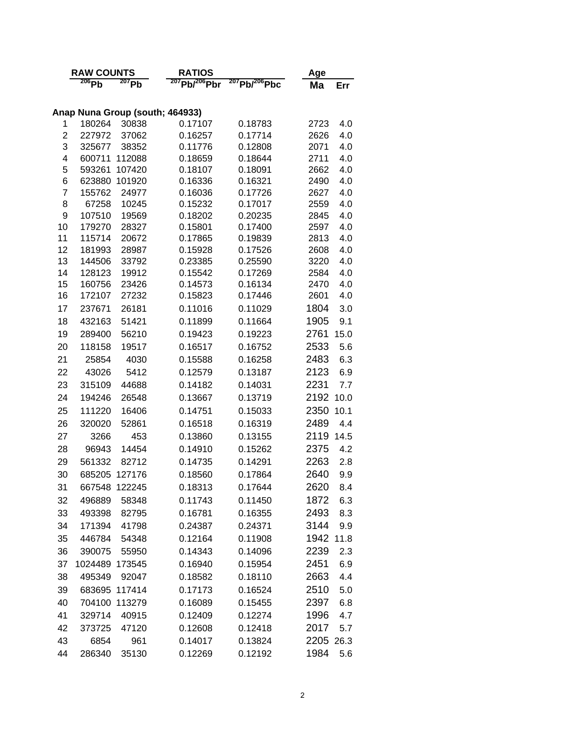| | RAW COUNTS | | RATIOS | | Age | |
|---|---|---|---|---|---|---|
| | $^{206}$Pb | $^{207}$Pb | $^{207}$Pb/$^{206}$Pbr | $^{207}$Pb/$^{206}$Pbc | Ma | Err |
| **Anap Nuna Group (south; 464933)** | | | | | | |
| 1 | 180264 | 30838 | 0.17107 | 0.18783 | 2723 | 4.0 |
| 2 | 227972 | 37062 | 0.16257 | 0.17714 | 2626 | 4.0 |
| 3 | 325677 | 38352 | 0.11776 | 0.12808 | 2071 | 4.0 |
| 4 | 600711 | 112088 | 0.18659 | 0.18644 | 2711 | 4.0 |
| 5 | 593261 | 107420 | 0.18107 | 0.18091 | 2662 | 4.0 |
| 6 | 623880 | 101920 | 0.16336 | 0.16321 | 2490 | 4.0 |
| 7 | 155762 | 24977 | 0.16036 | 0.17726 | 2627 | 4.0 |
| 8 | 67258 | 10245 | 0.15232 | 0.17017 | 2559 | 4.0 |
| 9 | 107510 | 19569 | 0.18202 | 0.20235 | 2845 | 4.0 |
| 10 | 179270 | 28327 | 0.15801 | 0.17400 | 2597 | 4.0 |
| 11 | 115714 | 20672 | 0.17865 | 0.19839 | 2813 | 4.0 |
| 12 | 181993 | 28987 | 0.15928 | 0.17526 | 2608 | 4.0 |
| 13 | 144506 | 33792 | 0.23385 | 0.25590 | 3220 | 4.0 |
| 14 | 128123 | 19912 | 0.15542 | 0.17269 | 2584 | 4.0 |
| 15 | 160756 | 23426 | 0.14573 | 0.16134 | 2470 | 4.0 |
| 16 | 172107 | 27232 | 0.15823 | 0.17446 | 2601 | 4.0 |
| 17 | 237671 | 26181 | 0.11016 | 0.11029 | 1804 | 3.0 |
| 18 | 432163 | 51421 | 0.11899 | 0.11664 | 1905 | 9.1 |
| 19 | 289400 | 56210 | 0.19423 | 0.19223 | 2761 | 15.0 |
| 20 | 118158 | 19517 | 0.16517 | 0.16752 | 2533 | 5.6 |
| 21 | 25854 | 4030 | 0.15588 | 0.16258 | 2483 | 6.3 |
| 22 | 43026 | 5412 | 0.12579 | 0.13187 | 2123 | 6.9 |
| 23 | 315109 | 44688 | 0.14182 | 0.14031 | 2231 | 7.7 |
| 24 | 194246 | 26548 | 0.13667 | 0.13719 | 2192 | 10.0 |
| 25 | 111220 | 16406 | 0.14751 | 0.15033 | 2350 | 10.1 |
| 26 | 320020 | 52861 | 0.16518 | 0.16319 | 2489 | 4.4 |
| 27 | 3266 | 453 | 0.13860 | 0.13155 | 2119 | 14.5 |
| 28 | 96943 | 14454 | 0.14910 | 0.15262 | 2375 | 4.2 |
| 29 | 561332 | 82712 | 0.14735 | 0.14291 | 2263 | 2.8 |
| 30 | 685205 | 127176 | 0.18560 | 0.17864 | 2640 | 9.9 |
| 31 | 667548 | 122245 | 0.18313 | 0.17644 | 2620 | 8.4 |
| 32 | 496889 | 58348 | 0.11743 | 0.11450 | 1872 | 6.3 |
| 33 | 493398 | 82795 | 0.16781 | 0.16355 | 2493 | 8.3 |
| 34 | 171394 | 41798 | 0.24387 | 0.24371 | 3144 | 9.9 |
| 35 | 446784 | 54348 | 0.12164 | 0.11908 | 1942 | 11.8 |
| 36 | 390075 | 55950 | 0.14343 | 0.14096 | 2239 | 2.3 |
| 37 | 1024489 | 173545 | 0.16940 | 0.15954 | 2451 | 6.9 |
| 38 | 495349 | 92047 | 0.18582 | 0.18110 | 2663 | 4.4 |
| 39 | 683695 | 117414 | 0.17173 | 0.16524 | 2510 | 5.0 |
| 40 | 704100 | 113279 | 0.16089 | 0.15455 | 2397 | 6.8 |
| 41 | 329714 | 40915 | 0.12409 | 0.12274 | 1996 | 4.7 |
| 42 | 373725 | 47120 | 0.12608 | 0.12418 | 2017 | 5.7 |
| 43 | 6854 | 961 | 0.14017 | 0.13824 | 2205 | 26.3 |
| 44 | 286340 | 35130 | 0.12269 | 0.12192 | 1984 | 5.6 |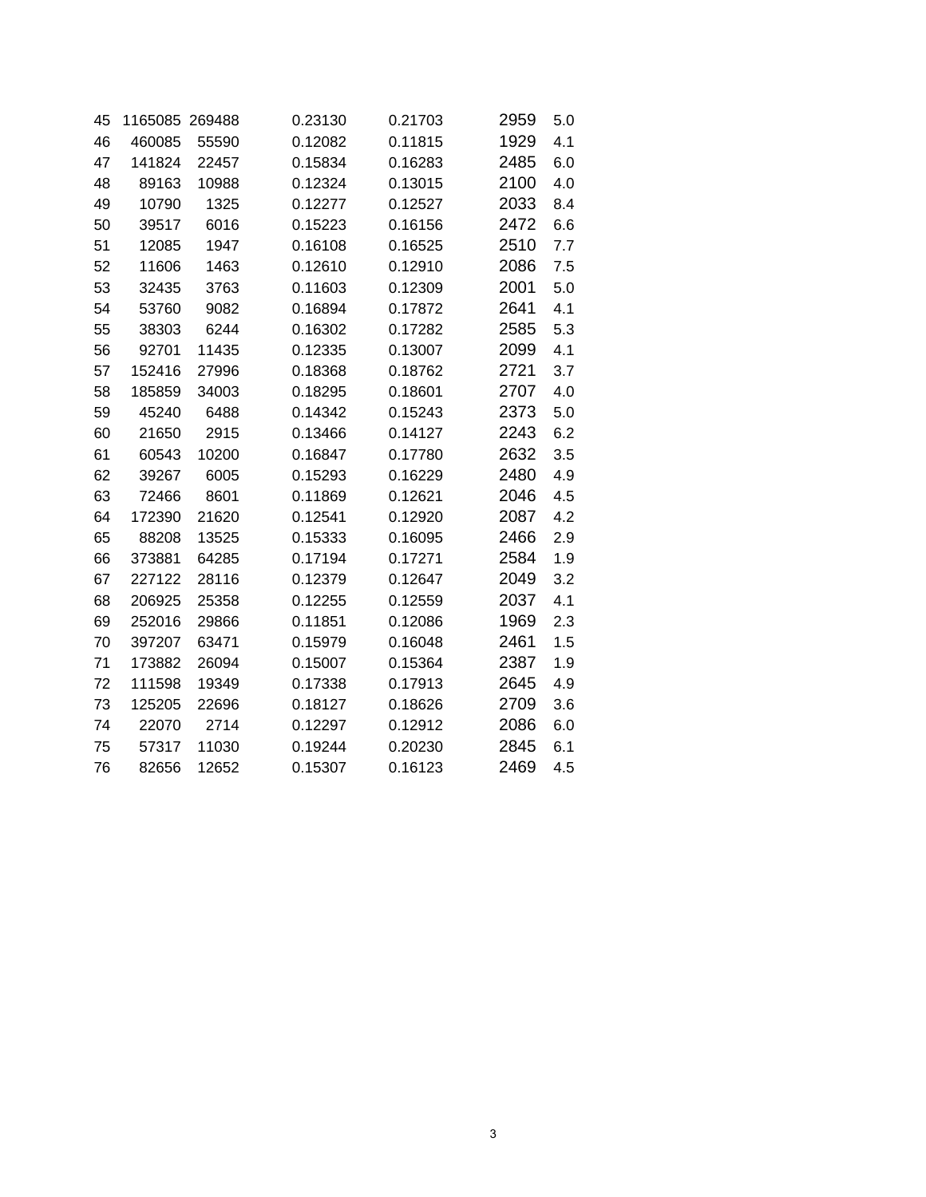| | | | | | | |
|---|---|---|---|---|---|---|
| 45 | 1165085 | 269488 | 0.23130 | 0.21703 | 2959 | 5.0 |
| 46 | 460085 | 55590 | 0.12082 | 0.11815 | 1929 | 4.1 |
| 47 | 141824 | 22457 | 0.15834 | 0.16283 | 2485 | 6.0 |
| 48 | 89163 | 10988 | 0.12324 | 0.13015 | 2100 | 4.0 |
| 49 | 10790 | 1325 | 0.12277 | 0.12527 | 2033 | 8.4 |
| 50 | 39517 | 6016 | 0.15223 | 0.16156 | 2472 | 6.6 |
| 51 | 12085 | 1947 | 0.16108 | 0.16525 | 2510 | 7.7 |
| 52 | 11606 | 1463 | 0.12610 | 0.12910 | 2086 | 7.5 |
| 53 | 32435 | 3763 | 0.11603 | 0.12309 | 2001 | 5.0 |
| 54 | 53760 | 9082 | 0.16894 | 0.17872 | 2641 | 4.1 |
| 55 | 38303 | 6244 | 0.16302 | 0.17282 | 2585 | 5.3 |
| 56 | 92701 | 11435 | 0.12335 | 0.13007 | 2099 | 4.1 |
| 57 | 152416 | 27996 | 0.18368 | 0.18762 | 2721 | 3.7 |
| 58 | 185859 | 34003 | 0.18295 | 0.18601 | 2707 | 4.0 |
| 59 | 45240 | 6488 | 0.14342 | 0.15243 | 2373 | 5.0 |
| 60 | 21650 | 2915 | 0.13466 | 0.14127 | 2243 | 6.2 |
| 61 | 60543 | 10200 | 0.16847 | 0.17780 | 2632 | 3.5 |
| 62 | 39267 | 6005 | 0.15293 | 0.16229 | 2480 | 4.9 |
| 63 | 72466 | 8601 | 0.11869 | 0.12621 | 2046 | 4.5 |
| 64 | 172390 | 21620 | 0.12541 | 0.12920 | 2087 | 4.2 |
| 65 | 88208 | 13525 | 0.15333 | 0.16095 | 2466 | 2.9 |
| 66 | 373881 | 64285 | 0.17194 | 0.17271 | 2584 | 1.9 |
| 67 | 227122 | 28116 | 0.12379 | 0.12647 | 2049 | 3.2 |
| 68 | 206925 | 25358 | 0.12255 | 0.12559 | 2037 | 4.1 |
| 69 | 252016 | 29866 | 0.11851 | 0.12086 | 1969 | 2.3 |
| 70 | 397207 | 63471 | 0.15979 | 0.16048 | 2461 | 1.5 |
| 71 | 173882 | 26094 | 0.15007 | 0.15364 | 2387 | 1.9 |
| 72 | 111598 | 19349 | 0.17338 | 0.17913 | 2645 | 4.9 |
| 73 | 125205 | 22696 | 0.18127 | 0.18626 | 2709 | 3.6 |
| 74 | 22070 | 2714 | 0.12297 | 0.12912 | 2086 | 6.0 |
| 75 | 57317 | 11030 | 0.19244 | 0.20230 | 2845 | 6.1 |
| 76 | 82656 | 12652 | 0.15307 | 0.16123 | 2469 | 4.5 |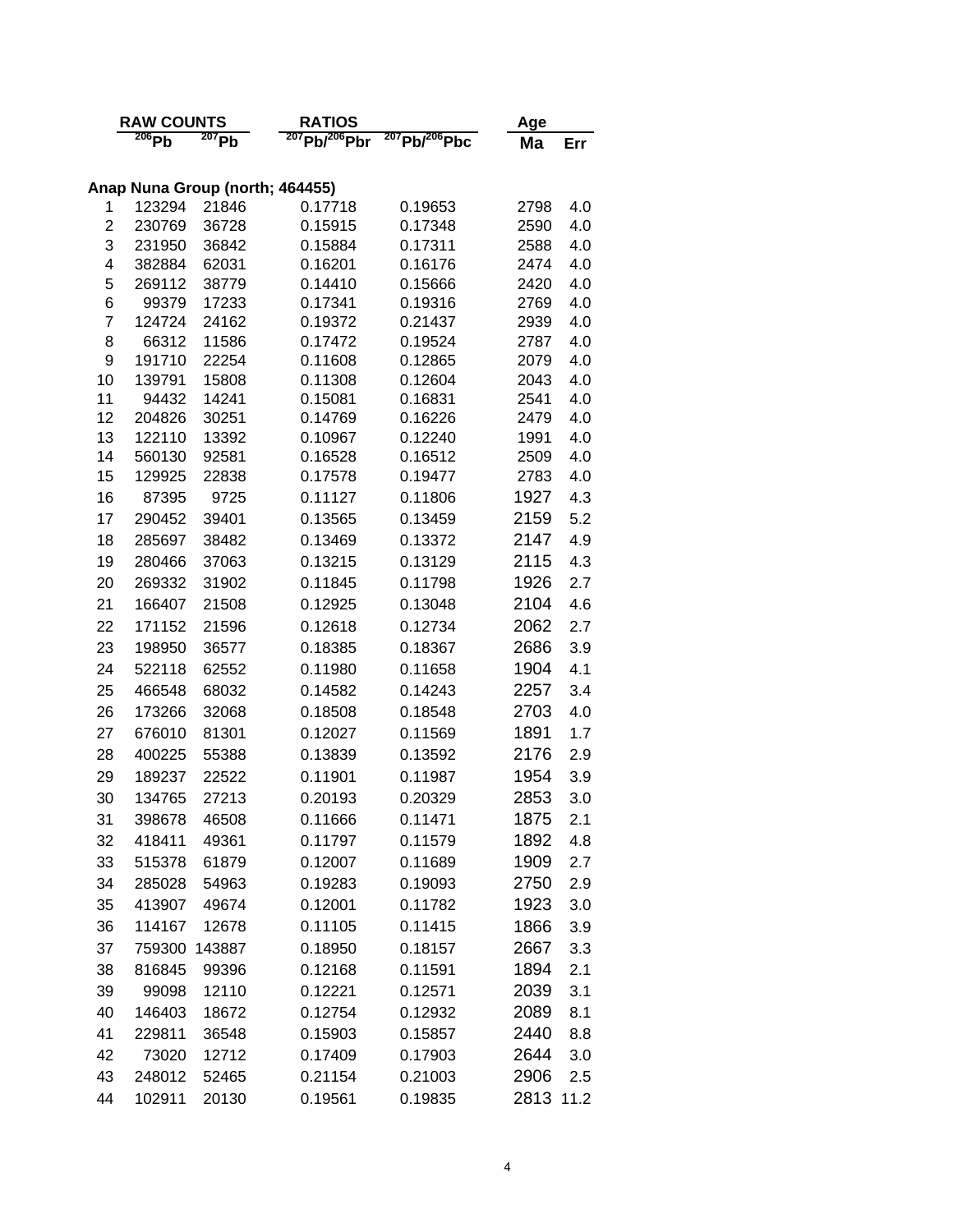| | RAW COUNTS | | RATIOS | | Age | |
|---|---|---|---|---|---|---|
| | $^{206}Pb$ | $^{207}Pb$ | $^{207}Pb/^{206}Pbr$ | $^{207}Pb/^{206}Pbc$ | Ma | Err |
| **Anap Nuna Group (north; 464455)** | | | | | | |
| 1 | 123294 | 21846 | 0.17718 | 0.19653 | 2798 | 4.0 |
| 2 | 230769 | 36728 | 0.15915 | 0.17348 | 2590 | 4.0 |
| 3 | 231950 | 36842 | 0.15884 | 0.17311 | 2588 | 4.0 |
| 4 | 382884 | 62031 | 0.16201 | 0.16176 | 2474 | 4.0 |
| 5 | 269112 | 38779 | 0.14410 | 0.15666 | 2420 | 4.0 |
| 6 | 99379 | 17233 | 0.17341 | 0.19316 | 2769 | 4.0 |
| 7 | 124724 | 24162 | 0.19372 | 0.21437 | 2939 | 4.0 |
| 8 | 66312 | 11586 | 0.17472 | 0.19524 | 2787 | 4.0 |
| 9 | 191710 | 22254 | 0.11608 | 0.12865 | 2079 | 4.0 |
| 10 | 139791 | 15808 | 0.11308 | 0.12604 | 2043 | 4.0 |
| 11 | 94432 | 14241 | 0.15081 | 0.16831 | 2541 | 4.0 |
| 12 | 204826 | 30251 | 0.14769 | 0.16226 | 2479 | 4.0 |
| 13 | 122110 | 13392 | 0.10967 | 0.12240 | 1991 | 4.0 |
| 14 | 560130 | 92581 | 0.16528 | 0.16512 | 2509 | 4.0 |
| 15 | 129925 | 22838 | 0.17578 | 0.19477 | 2783 | 4.0 |
| 16 | 87395 | 9725 | 0.11127 | 0.11806 | 1927 | 4.3 |
| 17 | 290452 | 39401 | 0.13565 | 0.13459 | 2159 | 5.2 |
| 18 | 285697 | 38482 | 0.13469 | 0.13372 | 2147 | 4.9 |
| 19 | 280466 | 37063 | 0.13215 | 0.13129 | 2115 | 4.3 |
| 20 | 269332 | 31902 | 0.11845 | 0.11798 | 1926 | 2.7 |
| 21 | 166407 | 21508 | 0.12925 | 0.13048 | 2104 | 4.6 |
| 22 | 171152 | 21596 | 0.12618 | 0.12734 | 2062 | 2.7 |
| 23 | 198950 | 36577 | 0.18385 | 0.18367 | 2686 | 3.9 |
| 24 | 522118 | 62552 | 0.11980 | 0.11658 | 1904 | 4.1 |
| 25 | 466548 | 68032 | 0.14582 | 0.14243 | 2257 | 3.4 |
| 26 | 173266 | 32068 | 0.18508 | 0.18548 | 2703 | 4.0 |
| 27 | 676010 | 81301 | 0.12027 | 0.11569 | 1891 | 1.7 |
| 28 | 400225 | 55388 | 0.13839 | 0.13592 | 2176 | 2.9 |
| 29 | 189237 | 22522 | 0.11901 | 0.11987 | 1954 | 3.9 |
| 30 | 134765 | 27213 | 0.20193 | 0.20329 | 2853 | 3.0 |
| 31 | 398678 | 46508 | 0.11666 | 0.11471 | 1875 | 2.1 |
| 32 | 418411 | 49361 | 0.11797 | 0.11579 | 1892 | 4.8 |
| 33 | 515378 | 61879 | 0.12007 | 0.11689 | 1909 | 2.7 |
| 34 | 285028 | 54963 | 0.19283 | 0.19093 | 2750 | 2.9 |
| 35 | 413907 | 49674 | 0.12001 | 0.11782 | 1923 | 3.0 |
| 36 | 114167 | 12678 | 0.11105 | 0.11415 | 1866 | 3.9 |
| 37 | 759300 | 143887 | 0.18950 | 0.18157 | 2667 | 3.3 |
| 38 | 816845 | 99396 | 0.12168 | 0.11591 | 1894 | 2.1 |
| 39 | 99098 | 12110 | 0.12221 | 0.12571 | 2039 | 3.1 |
| 40 | 146403 | 18672 | 0.12754 | 0.12932 | 2089 | 8.1 |
| 41 | 229811 | 36548 | 0.15903 | 0.15857 | 2440 | 8.8 |
| 42 | 73020 | 12712 | 0.17409 | 0.17903 | 2644 | 3.0 |
| 43 | 248012 | 52465 | 0.21154 | 0.21003 | 2906 | 2.5 |
| 44 | 102911 | 20130 | 0.19561 | 0.19835 | 2813 | 11.2 |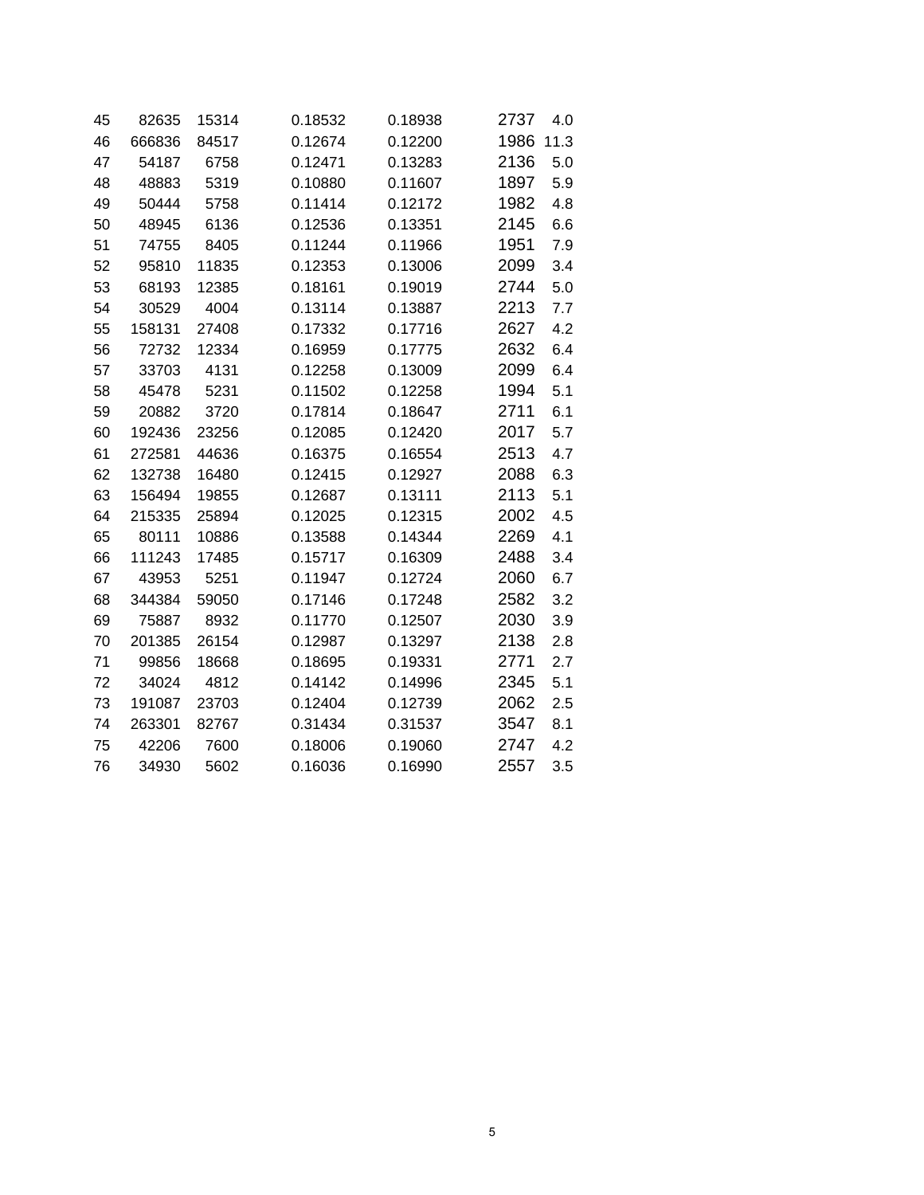| | | | | | | |
|---|---|---|---|---|---|---|
| 45 | 82635 | 15314 | 0.18532 | 0.18938 | 2737 | 4.0 |
| 46 | 666836 | 84517 | 0.12674 | 0.12200 | 1986 | 11.3 |
| 47 | 54187 | 6758 | 0.12471 | 0.13283 | 2136 | 5.0 |
| 48 | 48883 | 5319 | 0.10880 | 0.11607 | 1897 | 5.9 |
| 49 | 50444 | 5758 | 0.11414 | 0.12172 | 1982 | 4.8 |
| 50 | 48945 | 6136 | 0.12536 | 0.13351 | 2145 | 6.6 |
| 51 | 74755 | 8405 | 0.11244 | 0.11966 | 1951 | 7.9 |
| 52 | 95810 | 11835 | 0.12353 | 0.13006 | 2099 | 3.4 |
| 53 | 68193 | 12385 | 0.18161 | 0.19019 | 2744 | 5.0 |
| 54 | 30529 | 4004 | 0.13114 | 0.13887 | 2213 | 7.7 |
| 55 | 158131 | 27408 | 0.17332 | 0.17716 | 2627 | 4.2 |
| 56 | 72732 | 12334 | 0.16959 | 0.17775 | 2632 | 6.4 |
| 57 | 33703 | 4131 | 0.12258 | 0.13009 | 2099 | 6.4 |
| 58 | 45478 | 5231 | 0.11502 | 0.12258 | 1994 | 5.1 |
| 59 | 20882 | 3720 | 0.17814 | 0.18647 | 2711 | 6.1 |
| 60 | 192436 | 23256 | 0.12085 | 0.12420 | 2017 | 5.7 |
| 61 | 272581 | 44636 | 0.16375 | 0.16554 | 2513 | 4.7 |
| 62 | 132738 | 16480 | 0.12415 | 0.12927 | 2088 | 6.3 |
| 63 | 156494 | 19855 | 0.12687 | 0.13111 | 2113 | 5.1 |
| 64 | 215335 | 25894 | 0.12025 | 0.12315 | 2002 | 4.5 |
| 65 | 80111 | 10886 | 0.13588 | 0.14344 | 2269 | 4.1 |
| 66 | 111243 | 17485 | 0.15717 | 0.16309 | 2488 | 3.4 |
| 67 | 43953 | 5251 | 0.11947 | 0.12724 | 2060 | 6.7 |
| 68 | 344384 | 59050 | 0.17146 | 0.17248 | 2582 | 3.2 |
| 69 | 75887 | 8932 | 0.11770 | 0.12507 | 2030 | 3.9 |
| 70 | 201385 | 26154 | 0.12987 | 0.13297 | 2138 | 2.8 |
| 71 | 99856 | 18668 | 0.18695 | 0.19331 | 2771 | 2.7 |
| 72 | 34024 | 4812 | 0.14142 | 0.14996 | 2345 | 5.1 |
| 73 | 191087 | 23703 | 0.12404 | 0.12739 | 2062 | 2.5 |
| 74 | 263301 | 82767 | 0.31434 | 0.31537 | 3547 | 8.1 |
| 75 | 42206 | 7600 | 0.18006 | 0.19060 | 2747 | 4.2 |
| 76 | 34930 | 5602 | 0.16036 | 0.16990 | 2557 | 3.5 |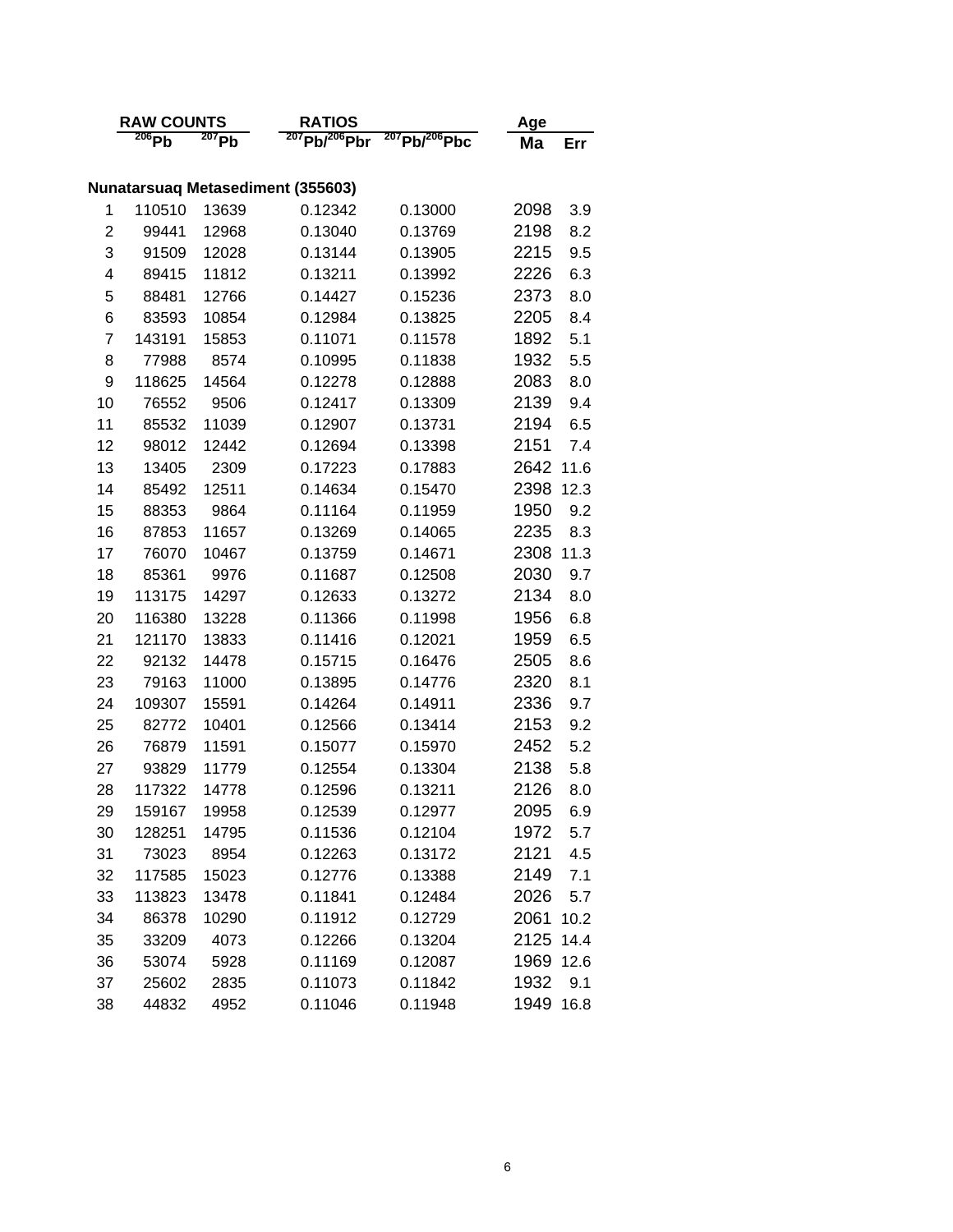| | RAW COUNTS | | RATIOS | | Age | |
|---|---|---|---|---|---|---|
| | $^{206}Pb$ | $^{207}Pb$ | $^{207}Pb/^{206}Pbr$ | $^{207}Pb/^{206}Pbc$ | Ma | Err |
| **Nunatarsuaq Metasediment (355603)** | | | | | | |
| 1 | 110510 | 13639 | 0.12342 | 0.13000 | 2098 | 3.9 |
| 2 | 99441 | 12968 | 0.13040 | 0.13769 | 2198 | 8.2 |
| 3 | 91509 | 12028 | 0.13144 | 0.13905 | 2215 | 9.5 |
| 4 | 89415 | 11812 | 0.13211 | 0.13992 | 2226 | 6.3 |
| 5 | 88481 | 12766 | 0.14427 | 0.15236 | 2373 | 8.0 |
| 6 | 83593 | 10854 | 0.12984 | 0.13825 | 2205 | 8.4 |
| 7 | 143191 | 15853 | 0.11071 | 0.11578 | 1892 | 5.1 |
| 8 | 77988 | 8574 | 0.10995 | 0.11838 | 1932 | 5.5 |
| 9 | 118625 | 14564 | 0.12278 | 0.12888 | 2083 | 8.0 |
| 10 | 76552 | 9506 | 0.12417 | 0.13309 | 2139 | 9.4 |
| 11 | 85532 | 11039 | 0.12907 | 0.13731 | 2194 | 6.5 |
| 12 | 98012 | 12442 | 0.12694 | 0.13398 | 2151 | 7.4 |
| 13 | 13405 | 2309 | 0.17223 | 0.17883 | 2642 | 11.6 |
| 14 | 85492 | 12511 | 0.14634 | 0.15470 | 2398 | 12.3 |
| 15 | 88353 | 9864 | 0.11164 | 0.11959 | 1950 | 9.2 |
| 16 | 87853 | 11657 | 0.13269 | 0.14065 | 2235 | 8.3 |
| 17 | 76070 | 10467 | 0.13759 | 0.14671 | 2308 | 11.3 |
| 18 | 85361 | 9976 | 0.11687 | 0.12508 | 2030 | 9.7 |
| 19 | 113175 | 14297 | 0.12633 | 0.13272 | 2134 | 8.0 |
| 20 | 116380 | 13228 | 0.11366 | 0.11998 | 1956 | 6.8 |
| 21 | 121170 | 13833 | 0.11416 | 0.12021 | 1959 | 6.5 |
| 22 | 92132 | 14478 | 0.15715 | 0.16476 | 2505 | 8.6 |
| 23 | 79163 | 11000 | 0.13895 | 0.14776 | 2320 | 8.1 |
| 24 | 109307 | 15591 | 0.14264 | 0.14911 | 2336 | 9.7 |
| 25 | 82772 | 10401 | 0.12566 | 0.13414 | 2153 | 9.2 |
| 26 | 76879 | 11591 | 0.15077 | 0.15970 | 2452 | 5.2 |
| 27 | 93829 | 11779 | 0.12554 | 0.13304 | 2138 | 5.8 |
| 28 | 117322 | 14778 | 0.12596 | 0.13211 | 2126 | 8.0 |
| 29 | 159167 | 19958 | 0.12539 | 0.12977 | 2095 | 6.9 |
| 30 | 128251 | 14795 | 0.11536 | 0.12104 | 1972 | 5.7 |
| 31 | 73023 | 8954 | 0.12263 | 0.13172 | 2121 | 4.5 |
| 32 | 117585 | 15023 | 0.12776 | 0.13388 | 2149 | 7.1 |
| 33 | 113823 | 13478 | 0.11841 | 0.12484 | 2026 | 5.7 |
| 34 | 86378 | 10290 | 0.11912 | 0.12729 | 2061 | 10.2 |
| 35 | 33209 | 4073 | 0.12266 | 0.13204 | 2125 | 14.4 |
| 36 | 53074 | 5928 | 0.11169 | 0.12087 | 1969 | 12.6 |
| 37 | 25602 | 2835 | 0.11073 | 0.11842 | 1932 | 9.1 |
| 38 | 44832 | 4952 | 0.11046 | 0.11948 | 1949 | 16.8 |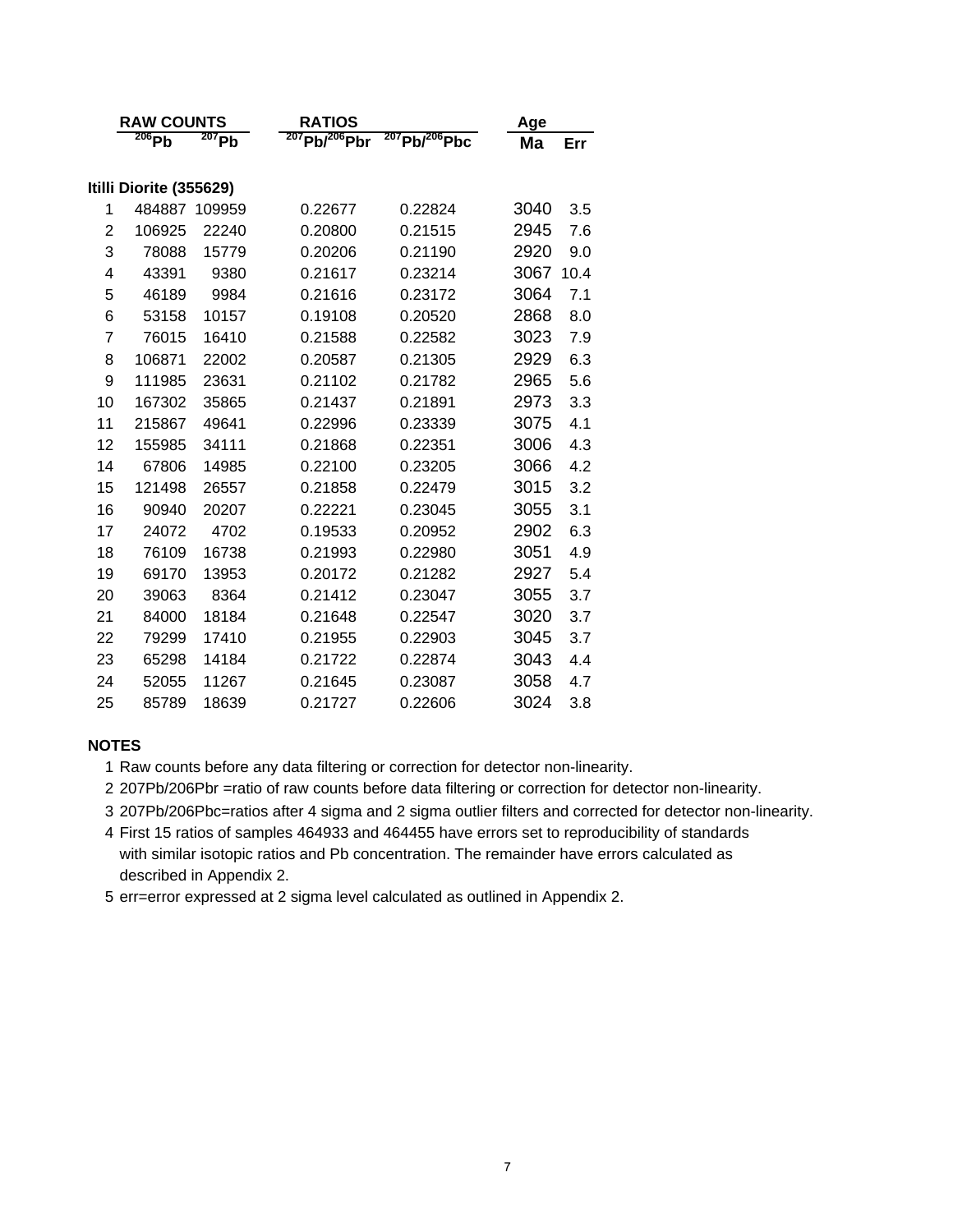| | RAW COUNTS | | RATIOS | | Age | |
|---|---|---|---|---|---|---|
| | $^{206}$Pb | $^{207}$Pb | $^{207}$Pb/$^{206}$Pbr | $^{207}$Pb/$^{206}$Pbc | Ma | Err |
| **Itilli Diorite (355629)** | | | | | | |
| 1 | 484887 | 109959 | 0.22677 | 0.22824 | 3040 | 3.5 |
| 2 | 106925 | 22240 | 0.20800 | 0.21515 | 2945 | 7.6 |
| 3 | 78088 | 15779 | 0.20206 | 0.21190 | 2920 | 9.0 |
| 4 | 43391 | 9380 | 0.21617 | 0.23214 | 3067 | 10.4 |
| 5 | 46189 | 9984 | 0.21616 | 0.23172 | 3064 | 7.1 |
| 6 | 53158 | 10157 | 0.19108 | 0.20520 | 2868 | 8.0 |
| 7 | 76015 | 16410 | 0.21588 | 0.22582 | 3023 | 7.9 |
| 8 | 106871 | 22002 | 0.20587 | 0.21305 | 2929 | 6.3 |
| 9 | 111985 | 23631 | 0.21102 | 0.21782 | 2965 | 5.6 |
| 10 | 167302 | 35865 | 0.21437 | 0.21891 | 2973 | 3.3 |
| 11 | 215867 | 49641 | 0.22996 | 0.23339 | 3075 | 4.1 |
| 12 | 155985 | 34111 | 0.21868 | 0.22351 | 3006 | 4.3 |
| 14 | 67806 | 14985 | 0.22100 | 0.23205 | 3066 | 4.2 |
| 15 | 121498 | 26557 | 0.21858 | 0.22479 | 3015 | 3.2 |
| 16 | 90940 | 20207 | 0.22221 | 0.23045 | 3055 | 3.1 |
| 17 | 24072 | 4702 | 0.19533 | 0.20952 | 2902 | 6.3 |
| 18 | 76109 | 16738 | 0.21993 | 0.22980 | 3051 | 4.9 |
| 19 | 69170 | 13953 | 0.20172 | 0.21282 | 2927 | 5.4 |
| 20 | 39063 | 8364 | 0.21412 | 0.23047 | 3055 | 3.7 |
| 21 | 84000 | 18184 | 0.21648 | 0.22547 | 3020 | 3.7 |
| 22 | 79299 | 17410 | 0.21955 | 0.22903 | 3045 | 3.7 |
| 23 | 65298 | 14184 | 0.21722 | 0.22874 | 3043 | 4.4 |
| 24 | 52055 | 11267 | 0.21645 | 0.23087 | 3058 | 4.7 |
| 25 | 85789 | 18639 | 0.21727 | 0.22606 | 3024 | 3.8 |

**NOTES**

1. Raw counts before any data filtering or correction for detector non-linearity.
2. 207Pb/206Pbr =ratio of raw counts before data filtering or correction for detector non-linearity.
3. 207Pb/206Pbc=ratios after 4 sigma and 2 sigma outlier filters and corrected for detector non-linearity.
4. First 15 ratios of samples 464933 and 464455 have errors set to reproducibility of standards with similar isotopic ratios and Pb concentration. The remainder have errors calculated as described in Appendix 2.
5. err=error expressed at 2 sigma level calculated as outlined in Appendix 2.